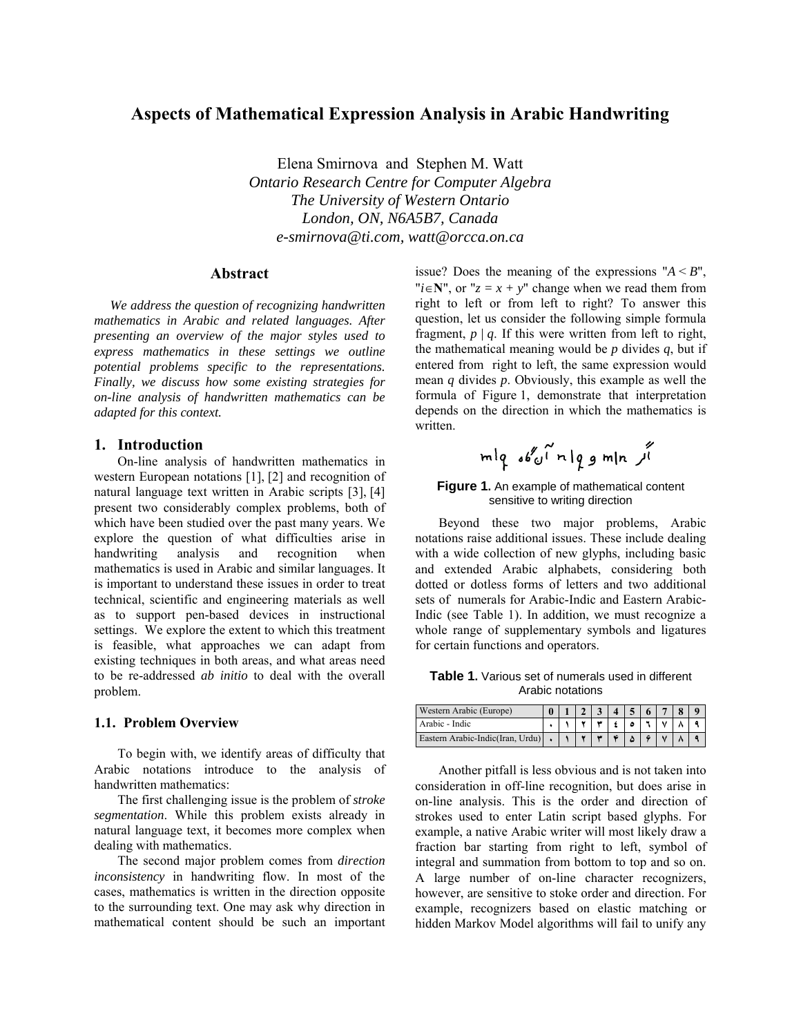# Aspects of Mathematical Expression Analysis in Arabic Handwriting

Elena Smirnova and Stephen M. Watt

*Ontario Research Centre for Computer Algebra*
*The University of Western Ontario*
*London, ON, N6A5B7, Canada*
*e-smirnova@ti.com, watt@orcca.on.ca*

## Abstract

*We address the question of recognizing handwritten mathematics in Arabic and related languages. After presenting an overview of the major styles used to express mathematics in these settings we outline potential problems specific to the representations. Finally, we discuss how some existing strategies for on-line analysis of handwritten mathematics can be adapted for this context.*

## 1. Introduction

On-line analysis of handwritten mathematics in western European notations [1], [2] and recognition of natural language text written in Arabic scripts [3], [4] present two considerably complex problems, both of which have been studied over the past many years. We explore the question of what difficulties arise in handwriting analysis and recognition when mathematics is used in Arabic and similar languages. It is important to understand these issues in order to treat technical, scientific and engineering materials as well as to support pen-based devices in instructional settings. We explore the extent to which this treatment is feasible, what approaches we can adapt from existing techniques in both areas, and what areas need to be re-addressed *ab initio* to deal with the overall problem.

### 1.1. Problem Overview

To begin with, we identify areas of difficulty that Arabic notations introduce to the analysis of handwritten mathematics:

The first challenging issue is the problem of *stroke segmentation*. While this problem exists already in natural language text, it becomes more complex when dealing with mathematics.

The second major problem comes from *direction inconsistency* in handwriting flow. In most of the cases, mathematics is written in the direction opposite to the surrounding text. One may ask why direction in mathematical content should be such an important issue? Does the meaning of the expressions "$A < B$", "$i \in \mathbf{N}$", or "$z = x + y$" change when we read them from right to left or from left to right? To answer this question, let us consider the following simple formula fragment, $p \mid q$. If this were written from left to right, the mathematical meaning would be $p$ divides $q$, but if entered from right to left, the same expression would mean $q$ divides $p$. Obviously, this example as well the formula of Figure 1, demonstrate that interpretation depends on the direction in which the mathematics is written.

**Figure 1.** An example of mathematical content sensitive to writing direction

Beyond these two major problems, Arabic notations raise additional issues. These include dealing with a wide collection of new glyphs, including basic and extended Arabic alphabets, considering both dotted or dotless forms of letters and two additional sets of numerals for Arabic-Indic and Eastern Arabic-Indic (see Table 1). In addition, we must recognize a whole range of supplementary symbols and ligatures for certain functions and operators.

**Table 1.** Various set of numerals used in different Arabic notations

| Western Arabic (Europe) | 0 | 1 | 2 | 3 | 4 | 5 | 6 | 7 | 8 | 9 |
|---|---|---|---|---|---|---|---|---|---|---|
| Arabic - Indic | ٠ | ١ | ٢ | ٣ | ٤ | ٥ | ٦ | ٧ | ٨ | ٩ |
| Eastern Arabic-Indic(Iran, Urdu) | ۰ | ۱ | ۲ | ۳ | ۴ | ۵ | ۶ | ۷ | ۸ | ۹ |

Another pitfall is less obvious and is not taken into consideration in off-line recognition, but does arise in on-line analysis. This is the order and direction of strokes used to enter Latin script based glyphs. For example, a native Arabic writer will most likely draw a fraction bar starting from right to left, symbol of integral and summation from bottom to top and so on. A large number of on-line character recognizers, however, are sensitive to stoke order and direction. For example, recognizers based on elastic matching or hidden Markov Model algorithms will fail to unify any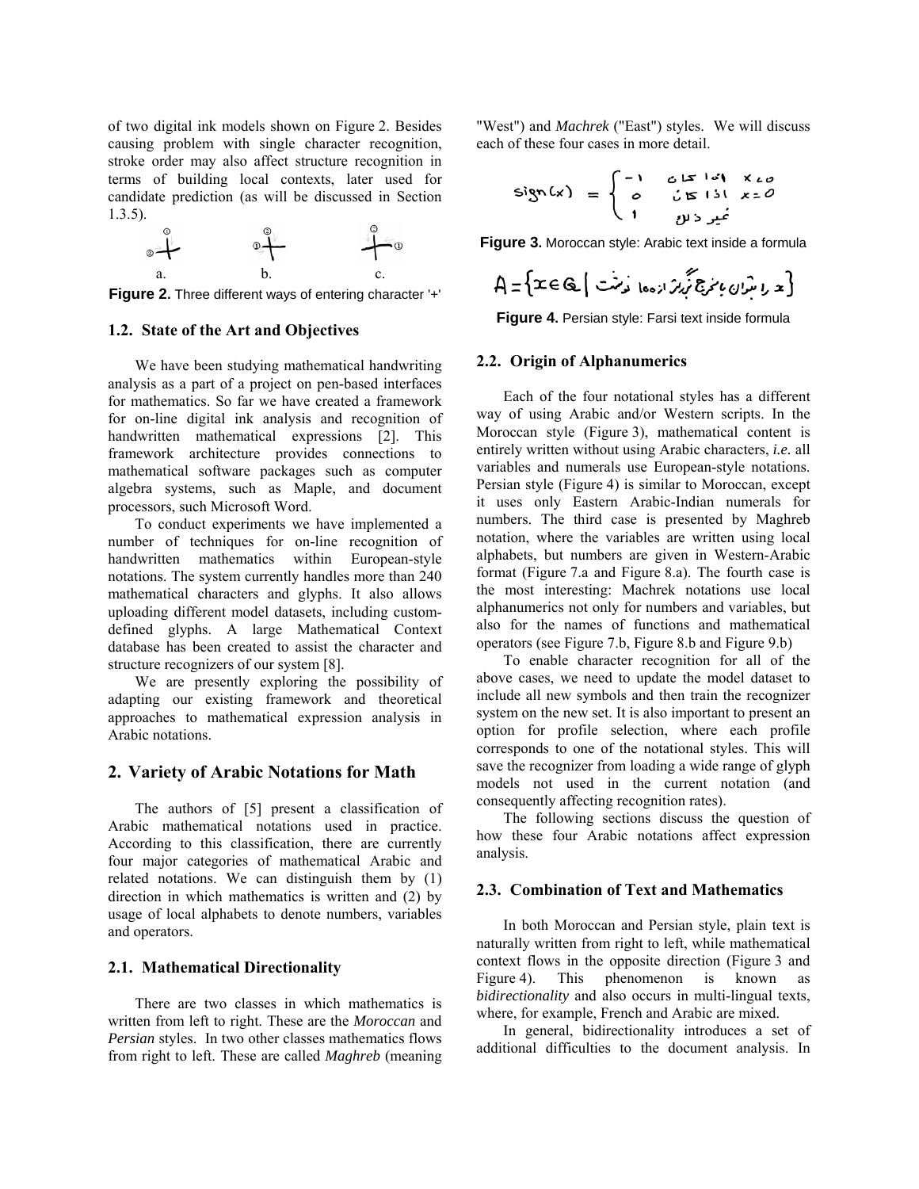of two digital ink models shown on Figure 2. Besides causing problem with single character recognition, stroke order may also affect structure recognition in terms of building local contexts, later used for candidate prediction (as will be discussed in Section 1.3.5).

a. b. c.

**Figure 2.** Three different ways of entering character '+'

### 1.2. State of the Art and Objectives

We have been studying mathematical handwriting analysis as a part of a project on pen-based interfaces for mathematics. So far we have created a framework for on-line digital ink analysis and recognition of handwritten mathematical expressions [2]. This framework architecture provides connections to mathematical software packages such as computer algebra systems, such as Maple, and document processors, such Microsoft Word.

To conduct experiments we have implemented a number of techniques for on-line recognition of handwritten mathematics within European-style notations. The system currently handles more than 240 mathematical characters and glyphs. It also allows uploading different model datasets, including custom-defined glyphs. A large Mathematical Context database has been created to assist the character and structure recognizers of our system [8].

We are presently exploring the possibility of adapting our existing framework and theoretical approaches to mathematical expression analysis in Arabic notations.

## 2. Variety of Arabic Notations for Math

The authors of [5] present a classification of Arabic mathematical notations used in practice. According to this classification, there are currently four major categories of mathematical Arabic and related notations. We can distinguish them by (1) direction in which mathematics is written and (2) by usage of local alphabets to denote numbers, variables and operators.

### 2.1. Mathematical Directionality

There are two classes in which mathematics is written from left to right. These are the *Moroccan* and *Persian* styles. In two other classes mathematics flows from right to left. These are called *Maghreb* (meaning "West") and *Machrek* ("East") styles. We will discuss each of these four cases in more detail.

**Figure 3.** Moroccan style: Arabic text inside a formula

**Figure 4.** Persian style: Farsi text inside formula

### 2.2. Origin of Alphanumerics

Each of the four notational styles has a different way of using Arabic and/or Western scripts. In the Moroccan style (Figure 3), mathematical content is entirely written without using Arabic characters, *i.e.* all variables and numerals use European-style notations. Persian style (Figure 4) is similar to Moroccan, except it uses only Eastern Arabic-Indian numerals for numbers. The third case is presented by Maghreb notation, where the variables are written using local alphabets, but numbers are given in Western-Arabic format (Figure 7.a and Figure 8.a). The fourth case is the most interesting: Machrek notations use local alphanumerics not only for numbers and variables, but also for the names of functions and mathematical operators (see Figure 7.b, Figure 8.b and Figure 9.b)

To enable character recognition for all of the above cases, we need to update the model dataset to include all new symbols and then train the recognizer system on the new set. It is also important to present an option for profile selection, where each profile corresponds to one of the notational styles. This will save the recognizer from loading a wide range of glyph models not used in the current notation (and consequently affecting recognition rates).

The following sections discuss the question of how these four Arabic notations affect expression analysis.

### 2.3. Combination of Text and Mathematics

In both Moroccan and Persian style, plain text is naturally written from right to left, while mathematical context flows in the opposite direction (Figure 3 and Figure 4). This phenomenon is known as *bidirectionality* and also occurs in multi-lingual texts, where, for example, French and Arabic are mixed.

In general, bidirectionality introduces a set of additional difficulties to the document analysis. In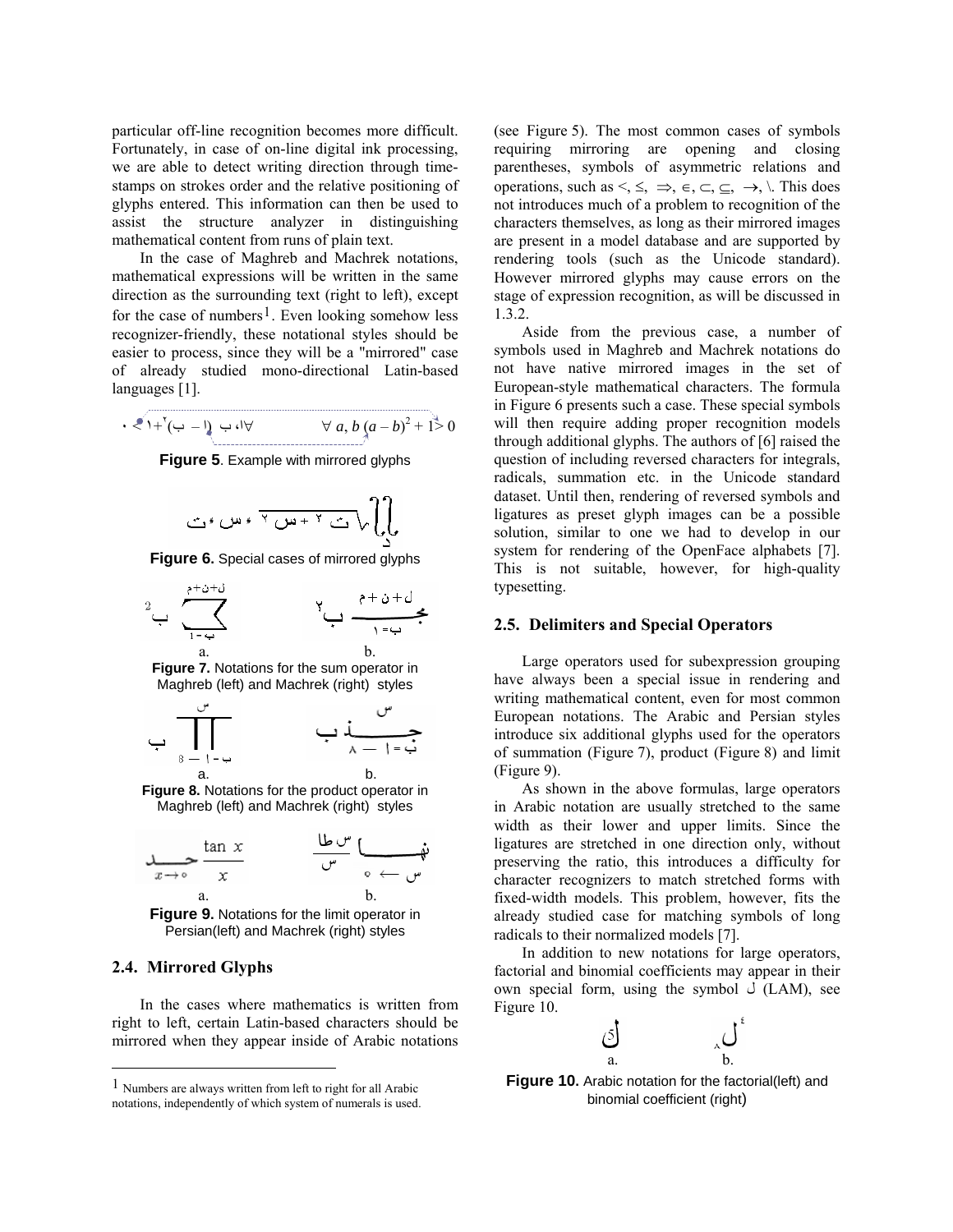particular off-line recognition becomes more difficult. Fortunately, in case of on-line digital ink processing, we are able to detect writing direction through time-stamps on strokes order and the relative positioning of glyphs entered. This information can then be used to assist the structure analyzer in distinguishing mathematical content from runs of plain text.

In the case of Maghreb and Machrek notations, mathematical expressions will be written in the same direction as the surrounding text (right to left), except for the case of numbers[1]. Even looking somehow less recognizer-friendly, these notational styles should be easier to process, since they will be a "mirrored" case of already studied mono-directional Latin-based languages [1].

$\forall\ a, b\ (a - b)^2 + 1 > 0$

**Figure 5**. Example with mirrored glyphs

**Figure 6.** Special cases of mirrored glyphs

a. b.

**Figure 7.** Notations for the sum operator in Maghreb (left) and Machrek (right) styles

a. b.

**Figure 8.** Notations for the product operator in Maghreb (left) and Machrek (right) styles

a. b.

**Figure 9.** Notations for the limit operator in Persian(left) and Machrek (right) styles

## 2.4. Mirrored Glyphs

In the cases where mathematics is written from right to left, certain Latin-based characters should be mirrored when they appear inside of Arabic notations (see Figure 5). The most common cases of symbols requiring mirroring are opening and closing parentheses, symbols of asymmetric relations and operations, such as $<, \leq, \Rightarrow, \in, \subset, \subseteq, \rightarrow, \backslash$. This does not introduces much of a problem to recognition of the characters themselves, as long as their mirrored images are present in a model database and are supported by rendering tools (such as the Unicode standard). However mirrored glyphs may cause errors on the stage of expression recognition, as will be discussed in 1.3.2.

Aside from the previous case, a number of symbols used in Maghreb and Machrek notations do not have native mirrored images in the set of European-style mathematical characters. The formula in Figure 6 presents such a case. These special symbols will then require adding proper recognition models through additional glyphs. The authors of [6] raised the question of including reversed characters for integrals, radicals, summation etc. in the Unicode standard dataset. Until then, rendering of reversed symbols and ligatures as preset glyph images can be a possible solution, similar to one we had to develop in our system for rendering of the OpenFace alphabets [7]. This is not suitable, however, for high-quality typesetting.

## 2.5. Delimiters and Special Operators

Large operators used for subexpression grouping have always been a special issue in rendering and writing mathematical content, even for most common European notations. The Arabic and Persian styles introduce six additional glyphs used for the operators of summation (Figure 7), product (Figure 8) and limit (Figure 9).

As shown in the above formulas, large operators in Arabic notation are usually stretched to the same width as their lower and upper limits. Since the ligatures are stretched in one direction only, without preserving the ratio, this introduces a difficulty for character recognizers to match stretched forms with fixed-width models. This problem, however, fits the already studied case for matching symbols of long radicals to their normalized models [7].

In addition to new notations for large operators, factorial and binomial coefficients may appear in their own special form, using the symbol ل (LAM), see Figure 10.

a. b.

**Figure 10.** Arabic notation for the factorial(left) and binomial coefficient (right)

[1] Numbers are always written from left to right for all Arabic notations, independently of which system of numerals is used.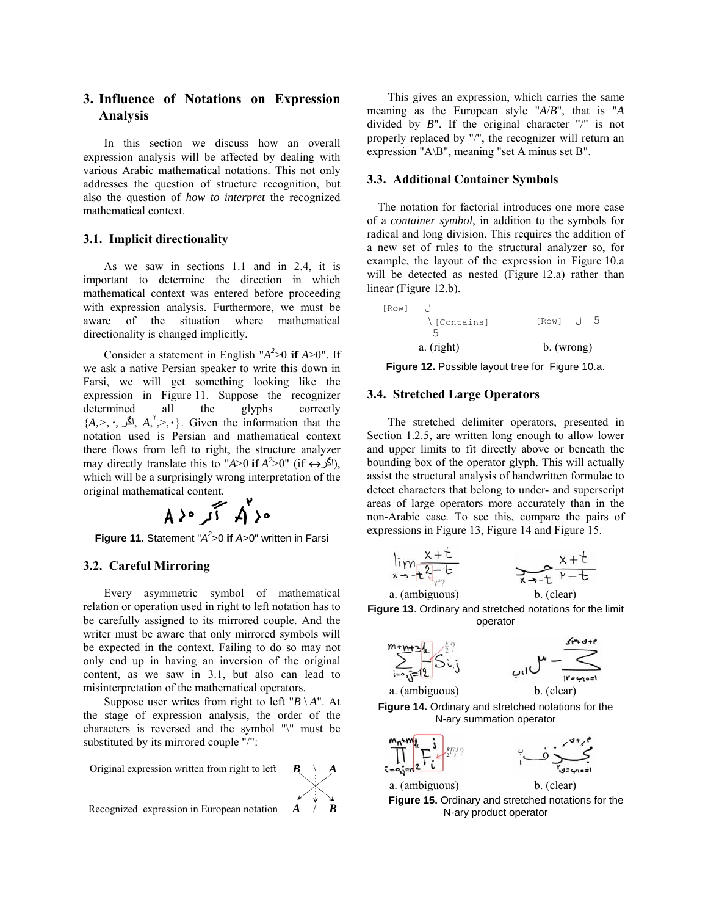## 3. Influence of Notations on Expression Analysis

In this section we discuss how an overall expression analysis will be affected by dealing with various Arabic mathematical notations. This not only addresses the question of structure recognition, but also the question of *how to interpret* the recognized mathematical context.

### 3.1. Implicit directionality

As we saw in sections 1.1 and in 2.4, it is important to determine the direction in which mathematical context was entered before proceeding with expression analysis. Furthermore, we must be aware of the situation where mathematical directionality is changed implicitly.

Consider a statement in English "$A^2>0$ **if** $A>0$". If we ask a native Persian speaker to write this down in Farsi, we will get something looking like the expression in Figure 11. Suppose the recognizer determined all the glyphs correctly {A,>,٠, اگر, A,٢,>,٠}. Given the information that the notation used is Persian and mathematical context there flows from left to right, the structure analyzer may directly translate this to "$A>0$ **if** $A^2>0$" (if $\leftrightarrow$اگر), which will be a surprisingly wrong interpretation of the original mathematical content.

Figure 11. Statement "$A^2>0$ **if** $A>0$" written in Farsi

### 3.2. Careful Mirroring

Every asymmetric symbol of mathematical relation or operation used in right to left notation has to be carefully assigned to its mirrored couple. And the writer must be aware that only mirrored symbols will be expected in the context. Failing to do so may not only end up in having an inversion of the original content, as we saw in 3.1, but also can lead to misinterpretation of the mathematical operators.

Suppose user writes from right to left "$B \setminus A$". At the stage of expression analysis, the order of the characters is reversed and the symbol "\" must be substituted by its mirrored couple "/":

| | | | |
|---|---|---|---|
| Original expression written from right to left | **B** | \ | **A** |
| Recognized expression in European notation | **A** | / | **B** |

This gives an expression, which carries the same meaning as the European style "$A/B$", that is "*A* divided by *B*". If the original character "/" is not properly replaced by "/", the recognizer will return an expression "A\B", meaning "set A minus set B".

### 3.3. Additional Container Symbols

The notation for factorial introduces one more case of a *container symbol*, in addition to the symbols for radical and long division. This requires the addition of a new set of rules to the structural analyzer so, for example, the layout of the expression in Figure 10.a will be detected as nested (Figure 12.a) rather than linear (Figure 12.b).

```
[Row] — ل                    [Row] — ل — 5
      \ [Contains]
       5
```

a. (right) b. (wrong)

**Figure 12.** Possible layout tree for Figure 10.a.

### 3.4. Stretched Large Operators

The stretched delimiter operators, presented in Section 1.2.5, are written long enough to allow lower and upper limits to fit directly above or beneath the bounding box of the operator glyph. This will actually assist the structural analysis of handwritten formulae to detect characters that belong to under- and superscript areas of large operators more accurately than in the non-Arabic case. To see this, compare the pairs of expressions in Figure 13, Figure 14 and Figure 15.

a. (ambiguous) b. (clear)

**Figure 13**. Ordinary and stretched notations for the limit operator

a. (ambiguous) b. (clear)

**Figure 14.** Ordinary and stretched notations for the N-ary summation operator

a. (ambiguous) b. (clear)

**Figure 15.** Ordinary and stretched notations for the N-ary product operator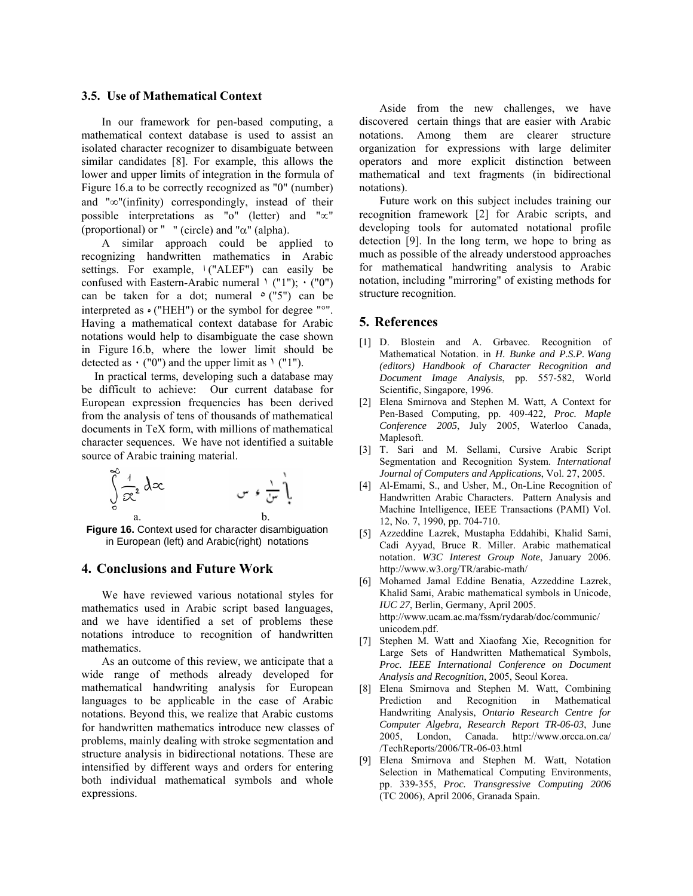### 3.5. Use of Mathematical Context

In our framework for pen-based computing, a mathematical context database is used to assist an isolated character recognizer to disambiguate between similar candidates [8]. For example, this allows the lower and upper limits of integration in the formula of Figure 16.a to be correctly recognized as "0" (number) and "$\infty$"(infinity) correspondingly, instead of their possible interpretations as "o" (letter) and "$\propto$" (proportional) or " " (circle) and "$\alpha$" (alpha).

A similar approach could be applied to recognizing handwritten mathematics in Arabic settings. For example, ا ("ALEF") can easily be confused with Eastern-Arabic numeral ١ ("1"); ٠ ("0") can be taken for a dot; numeral ٥ ("5") can be interpreted as ه ("HEH") or the symbol for degree "°". Having a mathematical context database for Arabic notations would help to disambiguate the case shown in Figure 16.b, where the lower limit should be detected as ٠ ("0") and the upper limit as ١ ("1").

In practical terms, developing such a database may be difficult to achieve: Our current database for European expression frequencies has been derived from the analysis of tens of thousands of mathematical documents in TeX form, with millions of mathematical character sequences. We have not identified a suitable source of Arabic training material.

a. b.

**Figure 16.** Context used for character disambiguation in European (left) and Arabic(right) notations

## 4. Conclusions and Future Work

We have reviewed various notational styles for mathematics used in Arabic script based languages, and we have identified a set of problems these notations introduce to recognition of handwritten mathematics.

As an outcome of this review, we anticipate that a wide range of methods already developed for mathematical handwriting analysis for European languages to be applicable in the case of Arabic notations. Beyond this, we realize that Arabic customs for handwritten mathematics introduce new classes of problems, mainly dealing with stroke segmentation and structure analysis in bidirectional notations. These are intensified by different ways and orders for entering both individual mathematical symbols and whole expressions.

Aside from the new challenges, we have discovered certain things that are easier with Arabic notations. Among them are clearer structure organization for expressions with large delimiter operators and more explicit distinction between mathematical and text fragments (in bidirectional notations).

Future work on this subject includes training our recognition framework [2] for Arabic scripts, and developing tools for automated notational profile detection [9]. In the long term, we hope to bring as much as possible of the already understood approaches for mathematical handwriting analysis to Arabic notation, including "mirroring" of existing methods for structure recognition.

## 5. References

[1] D. Blostein and A. Grbavec. Recognition of Mathematical Notation. in *H. Bunke and P.S.P. Wang (editors) Handbook of Character Recognition and Document Image Analysis*, pp. 557-582, World Scientific, Singapore, 1996.

[2] Elena Smirnova and Stephen M. Watt, A Context for Pen-Based Computing, pp. 409-422, *Proc. Maple Conference 2005*, July 2005, Waterloo Canada, Maplesoft.

[3] T. Sari and M. Sellami, Cursive Arabic Script Segmentation and Recognition System. *International Journal of Computers and Applications*, Vol. 27, 2005.

[4] Al-Emami, S., and Usher, M., On-Line Recognition of Handwritten Arabic Characters. Pattern Analysis and Machine Intelligence, IEEE Transactions (PAMI) Vol. 12, No. 7, 1990, pp. 704-710.

[5] Azzeddine Lazrek, Mustapha Eddahibi, Khalid Sami, Cadi Ayyad, Bruce R. Miller. Arabic mathematical notation. *W3C Interest Group Note*, January 2006. http://www.w3.org/TR/arabic-math/

[6] Mohamed Jamal Eddine Benatia, Azzeddine Lazrek, Khalid Sami, Arabic mathematical symbols in Unicode, *IUC 27*, Berlin, Germany, April 2005. http://www.ucam.ac.ma/fssm/rydarab/doc/communic/unicodem.pdf.

[7] Stephen M. Watt and Xiaofang Xie, Recognition for Large Sets of Handwritten Mathematical Symbols, *Proc. IEEE International Conference on Document Analysis and Recognition*, 2005, Seoul Korea.

[8] Elena Smirnova and Stephen M. Watt, Combining Prediction and Recognition in Mathematical Handwriting Analysis, *Ontario Research Centre for Computer Algebra, Research Report TR-06-03*, June 2005, London, Canada. http://www.orcca.on.ca/ /TechReports/2006/TR-06-03.html

[9] Elena Smirnova and Stephen M. Watt, Notation Selection in Mathematical Computing Environments, pp. 339-355, *Proc. Transgressive Computing 2006* (TC 2006), April 2006, Granada Spain.